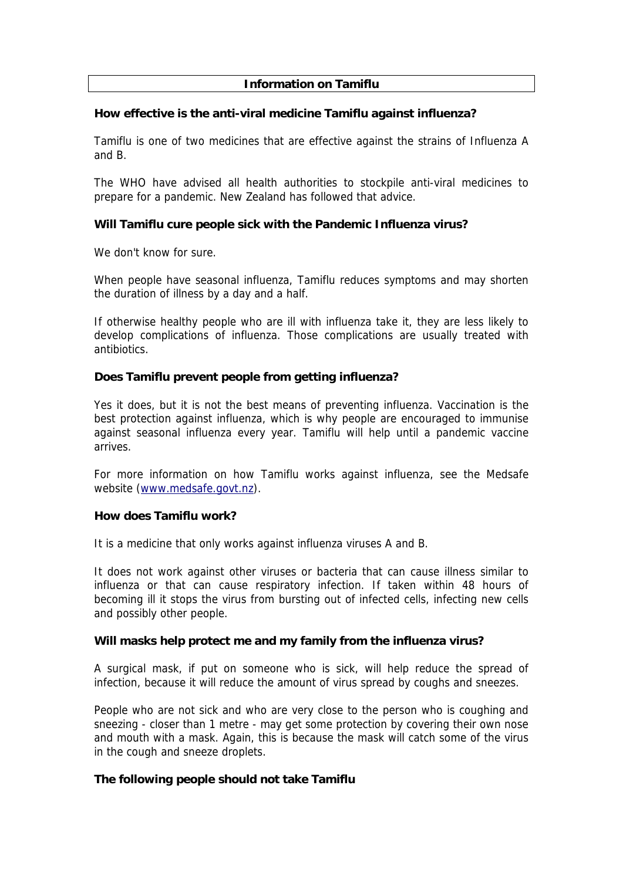# Information on Tamiflu

### How effective is the anti-viral medicine Tamiflu against influenza?

Tamiflu is one of two medicines that are effective against the strains of Influenza A and B.

The WHO have advised all health authorities to stockpile anti-viral medicines to prepare for a pandemic. New Zealand has followed that advice.

### Will Tamiflu cure people sick with the Pandemic Influenza virus?

We don't know for sure.

When people have seasonal influenza, Tamiflu reduces symptoms and may shorten the duration of illness by a day and a half.

If otherwise healthy people who are ill with influenza take it, they are less likely to develop complications of influenza. Those complications are usually treated with antibiotics.

### Does Tamiflu prevent people from getting influenza?

Yes it does, but it is not the best means of preventing influenza. Vaccination is the best protection against influenza, which is why people are encouraged to immunise against seasonal influenza every year. Tamiflu will help until a pandemic vaccine arrives.

For more information on how Tamiflu works against influenza, see the Medsafe website (www.medsafe.govt.nz).

### How does Tamiflu work?

It is a medicine that only works against influenza viruses A and B.

It does not work against other viruses or bacteria that can cause illness similar to influenza or that can cause respiratory infection. If taken within 48 hours of becoming ill it stops the virus from bursting out of infected cells, infecting new cells and possibly other people.

### Will masks help protect me and my family from the influenza virus?

A surgical mask, if put on someone who is sick, will help reduce the spread of infection, because it will reduce the amount of virus spread by coughs and sneezes.

People who are not sick and who are very close to the person who is coughing and sneezing - closer than 1 metre - may get some protection by covering their own nose and mouth with a mask. Again, this is because the mask will catch some of the virus in the cough and sneeze droplets.

### The following people should not take Tamiflu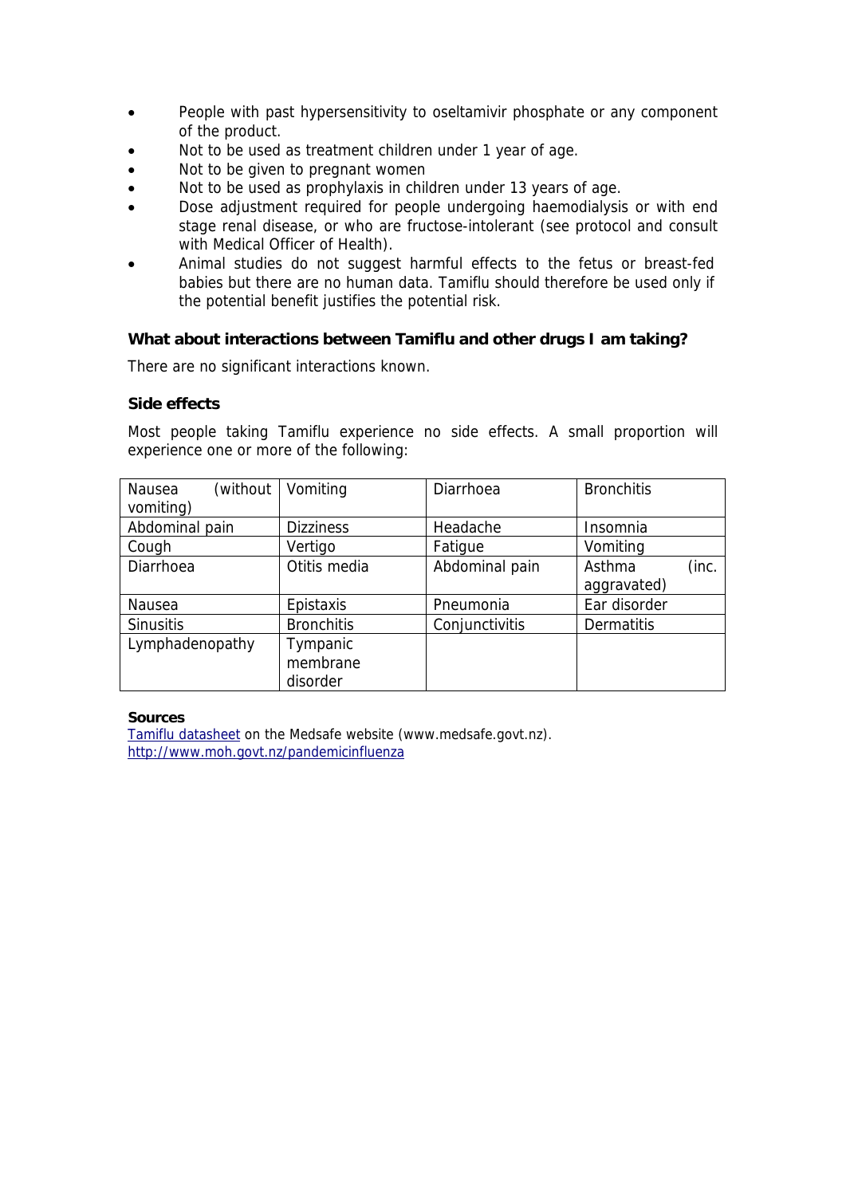- People with past hypersensitivity to oseltamivir phosphate or any component of the product.
- Not to be used as treatment children under 1 year of age.
- Not to be given to pregnant women
- Not to be used as prophylaxis in children under 13 years of age.
- Dose adjustment required for people undergoing haemodialysis or with end stage renal disease, or who are fructose-intolerant (see protocol and consult with Medical Officer of Health).
- Animal studies do not suggest harmful effects to the fetus or breast-fed babies but there are no human data. Tamiflu should therefore be used only if the potential benefit justifies the potential risk.

**What about interactions between Tamiflu and other drugs I am taking?**

There are no significant interactions known.

**Side effects**

Most people taking Tamiflu experience no side effects. A small proportion will experience one or more of the following:

| | | | |
|---|---|---|---|
| Nausea (without vomiting) | Vomiting | Diarrhoea | Bronchitis |
| Abdominal pain | Dizziness | Headache | Insomnia |
| Cough | Vertigo | Fatigue | Vomiting |
| Diarrhoea | Otitis media | Abdominal pain | Asthma (inc. aggravated) |
| Nausea | Epistaxis | Pneumonia | Ear disorder |
| Sinusitis | Bronchitis | Conjunctivitis | Dermatitis |
| Lymphadenopathy | Tympanic membrane disorder | | |

**Sources**

Tamiflu datasheet on the Medsafe website (www.medsafe.govt.nz).
http://www.moh.govt.nz/pandemicinfluenza